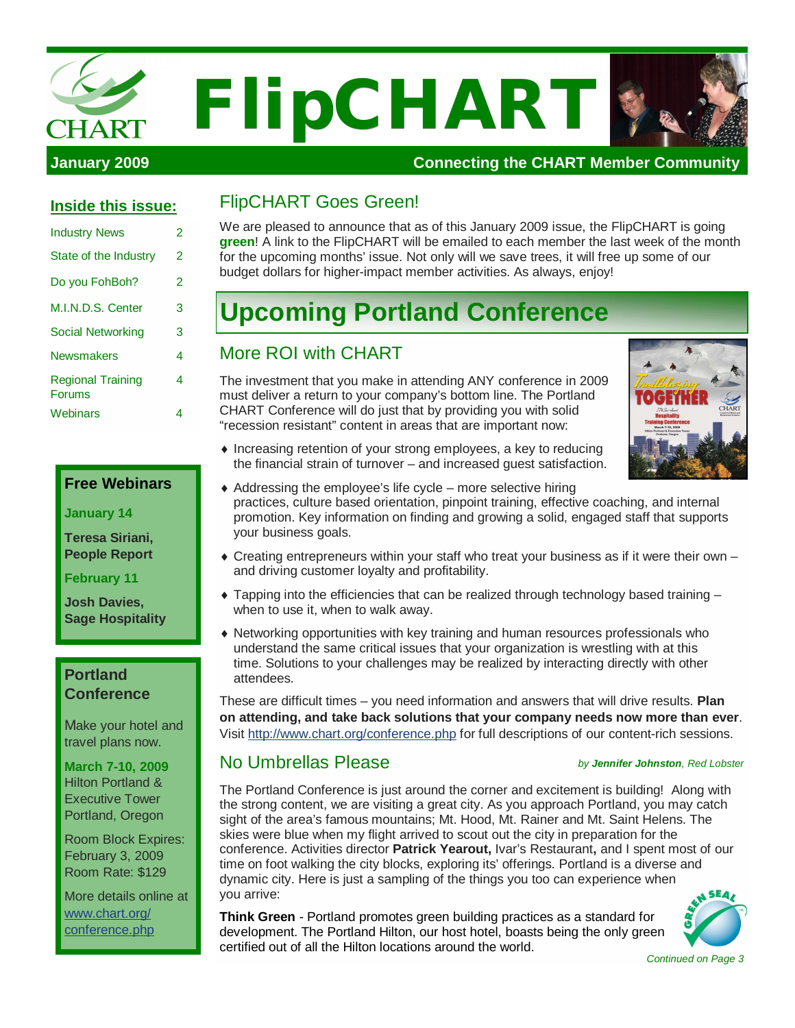# FlipCHART

**January 2009** | **Connecting the CHART Member Community**

## Inside this issue:

| | |
|---|---|
| Industry News | 2 |
| State of the Industry | 2 |
| Do you FohBoh? | 2 |
| M.I.N.D.S. Center | 3 |
| Social Networking | 3 |
| Newsmakers | 4 |
| Regional Training Forums | 4 |
| Webinars | 4 |

### Free Webinars

**January 14**

**Teresa Siriani, People Report**

**February 11**

**Josh Davies, Sage Hospitality**

### Portland Conference

Make your hotel and travel plans now.

**March 7-10, 2009**
Hilton Portland & Executive Tower
Portland, Oregon

Room Block Expires: February 3, 2009
Room Rate: $129

More details online at www.chart.org/conference.php

## FlipCHART Goes Green!

We are pleased to announce that as of this January 2009 issue, the FlipCHART is going **green**! A link to the FlipCHART will be emailed to each member the last week of the month for the upcoming months' issue. Not only will we save trees, it will free up some of our budget dollars for higher-impact member activities. As always, enjoy!

# Upcoming Portland Conference

## More ROI with CHART

The investment that you make in attending ANY conference in 2009 must deliver a return to your company's bottom line. The Portland CHART Conference will do just that by providing you with solid "recession resistant" content in areas that are important now:

- Increasing retention of your strong employees, a key to reducing the financial strain of turnover – and increased guest satisfaction.
- Addressing the employee's life cycle – more selective hiring practices, culture based orientation, pinpoint training, effective coaching, and internal promotion. Key information on finding and growing a solid, engaged staff that supports your business goals.
- Creating entrepreneurs within your staff who treat your business as if it were their own – and driving customer loyalty and profitability.
- Tapping into the efficiencies that can be realized through technology based training – when to use it, when to walk away.
- Networking opportunities with key training and human resources professionals who understand the same critical issues that your organization is wrestling with at this time. Solutions to your challenges may be realized by interacting directly with other attendees.

These are difficult times – you need information and answers that will drive results. **Plan on attending, and take back solutions that your company needs now more than ever**. Visit http://www.chart.org/conference.php for full descriptions of our content-rich sessions.

## No Umbrellas Please

*by **Jennifer Johnston**, Red Lobster*

The Portland Conference is just around the corner and excitement is building! Along with the strong content, we are visiting a great city. As you approach Portland, you may catch sight of the area's famous mountains; Mt. Hood, Mt. Rainer and Mt. Saint Helens. The skies were blue when my flight arrived to scout out the city in preparation for the conference. Activities director **Patrick Yearout,** Ivar's Restaurant**,** and I spent most of our time on foot walking the city blocks, exploring its' offerings. Portland is a diverse and dynamic city. Here is just a sampling of the things you too can experience when you arrive:

**Think Green** - Portland promotes green building practices as a standard for development. The Portland Hilton, our host hotel, boasts being the only green certified out of all the Hilton locations around the world.

*Continued on Page 3*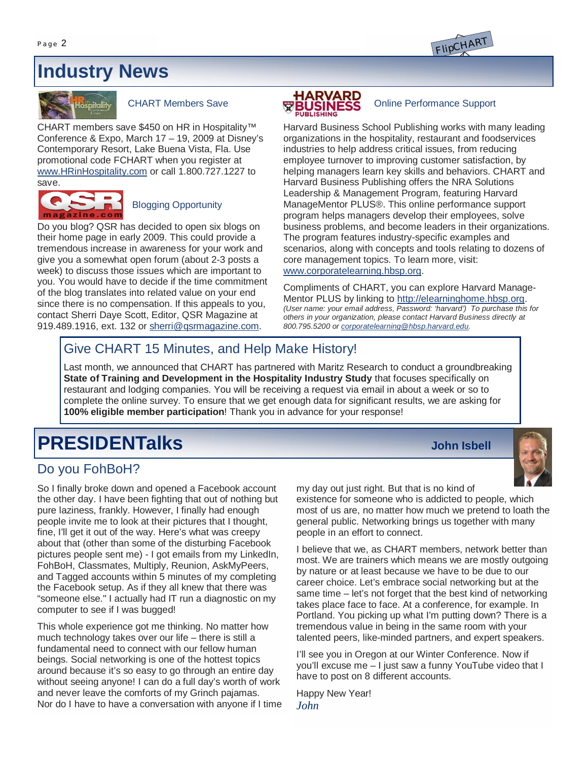# Industry News

### CHART Members Save

CHART members save $450 on HR in Hospitality™ Conference & Expo, March 17 – 19, 2009 at Disney's Contemporary Resort, Lake Buena Vista, Fla. Use promotional code FCHART when you register at www.HRinHospitality.com or call 1.800.727.1227 to save.

### Blogging Opportunity

Do you blog? QSR has decided to open six blogs on their home page in early 2009. This could provide a tremendous increase in awareness for your work and give you a somewhat open forum (about 2-3 posts a week) to discuss those issues which are important to you. You would have to decide if the time commitment of the blog translates into related value on your end since there is no compensation. If this appeals to you, contact Sherri Daye Scott, Editor, QSR Magazine at 919.489.1916, ext. 132 or sherri@qsrmagazine.com.

### Online Performance Support

Harvard Business School Publishing works with many leading organizations in the hospitality, restaurant and foodservices industries to help address critical issues, from reducing employee turnover to improving customer satisfaction, by helping managers learn key skills and behaviors. CHART and Harvard Business Publishing offers the NRA Solutions Leadership & Management Program, featuring Harvard ManageMentor PLUS®. This online performance support program helps managers develop their employees, solve business problems, and become leaders in their organizations. The program features industry-specific examples and scenarios, along with concepts and tools relating to dozens of core management topics. To learn more, visit: www.corporatelearning.hbsp.org.

Compliments of CHART, you can explore Harvard Manage-Mentor PLUS by linking to http://elearninghome.hbsp.org. *(User name: your email address, Password: 'harvard') To purchase this for others in your organization, please contact Harvard Business directly at 800.795.5200 or corporatelearning@hbsp.harvard.edu.*

## Give CHART 15 Minutes, and Help Make History!

Last month, we announced that CHART has partnered with Maritz Research to conduct a groundbreaking **State of Training and Development in the Hospitality Industry Study** that focuses specifically on restaurant and lodging companies. You will be receiving a request via email in about a week or so to complete the online survey. To ensure that we get enough data for significant results, we are asking for **100% eligible member participation**! Thank you in advance for your response!

# PRESIDENTalks

**John Isbell**

## Do you FohBoH?

So I finally broke down and opened a Facebook account the other day. I have been fighting that out of nothing but pure laziness, frankly. However, I finally had enough people invite me to look at their pictures that I thought, fine, I'll get it out of the way. Here's what was creepy about that (other than some of the disturbing Facebook pictures people sent me) - I got emails from my LinkedIn, FohBoH, Classmates, Multiply, Reunion, AskMyPeers, and Tagged accounts within 5 minutes of my completing the Facebook setup. As if they all knew that there was "someone else." I actually had IT run a diagnostic on my computer to see if I was bugged!

This whole experience got me thinking. No matter how much technology takes over our life – there is still a fundamental need to connect with our fellow human beings. Social networking is one of the hottest topics around because it's so easy to go through an entire day without seeing anyone! I can do a full day's worth of work and never leave the comforts of my Grinch pajamas. Nor do I have to have a conversation with anyone if I time my day out just right. But that is no kind of existence for someone who is addicted to people, which most of us are, no matter how much we pretend to loath the general public. Networking brings us together with many people in an effort to connect.

I believe that we, as CHART members, network better than most. We are trainers which means we are mostly outgoing by nature or at least because we have to be due to our career choice. Let's embrace social networking but at the same time – let's not forget that the best kind of networking takes place face to face. At a conference, for example. In Portland. You picking up what I'm putting down? There is a tremendous value in being in the same room with your talented peers, like-minded partners, and expert speakers.

I'll see you in Oregon at our Winter Conference. Now if you'll excuse me – I just saw a funny YouTube video that I have to post on 8 different accounts.

Happy New Year!

*John*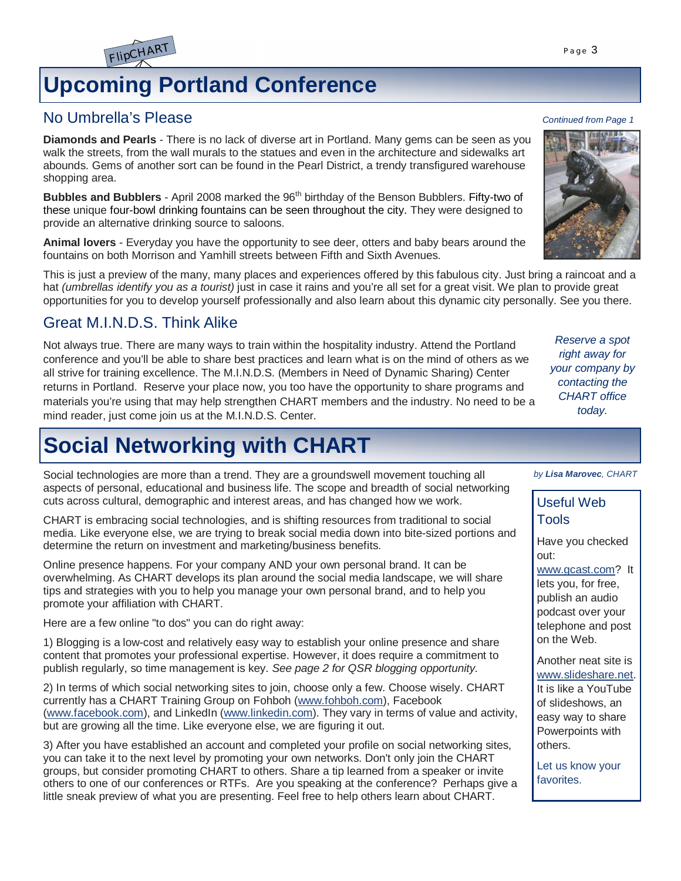# Upcoming Portland Conference

## No Umbrella's Please

*Continued from Page 1*

**Diamonds and Pearls** - There is no lack of diverse art in Portland. Many gems can be seen as you walk the streets, from the wall murals to the statues and even in the architecture and sidewalks art abounds. Gems of another sort can be found in the Pearl District, a trendy transfigured warehouse shopping area.

**Bubbles and Bubblers** - April 2008 marked the 96th birthday of the Benson Bubblers. Fifty-two of these unique four-bowl drinking fountains can be seen throughout the city. They were designed to provide an alternative drinking source to saloons.

**Animal lovers** - Everyday you have the opportunity to see deer, otters and baby bears around the fountains on both Morrison and Yamhill streets between Fifth and Sixth Avenues.

This is just a preview of the many, many places and experiences offered by this fabulous city. Just bring a raincoat and a hat *(umbrellas identify you as a tourist)* just in case it rains and you're all set for a great visit. We plan to provide great opportunities for you to develop yourself professionally and also learn about this dynamic city personally. See you there.

## Great M.I.N.D.S. Think Alike

Not always true. There are many ways to train within the hospitality industry. Attend the Portland conference and you'll be able to share best practices and learn what is on the mind of others as we all strive for training excellence. The M.I.N.D.S. (Members in Need of Dynamic Sharing) Center returns in Portland. Reserve your place now, you too have the opportunity to share programs and materials you're using that may help strengthen CHART members and the industry. No need to be a mind reader, just come join us at the M.I.N.D.S. Center.

*Reserve a spot right away for your company by contacting the CHART office today.*

# Social Networking with CHART

*by **Lisa Marovec**, CHART*

Social technologies are more than a trend. They are a groundswell movement touching all aspects of personal, educational and business life. The scope and breadth of social networking cuts across cultural, demographic and interest areas, and has changed how we work.

CHART is embracing social technologies, and is shifting resources from traditional to social media. Like everyone else, we are trying to break social media down into bite-sized portions and determine the return on investment and marketing/business benefits.

Online presence happens. For your company AND your own personal brand. It can be overwhelming. As CHART develops its plan around the social media landscape, we will share tips and strategies with you to help you manage your own personal brand, and to help you promote your affiliation with CHART.

Here are a few online "to dos" you can do right away:

1) Blogging is a low-cost and relatively easy way to establish your online presence and share content that promotes your professional expertise. However, it does require a commitment to publish regularly, so time management is key. *See page 2 for QSR blogging opportunity.*

2) In terms of which social networking sites to join, choose only a few. Choose wisely. CHART currently has a CHART Training Group on Fohboh (www.fohboh.com), Facebook (www.facebook.com), and LinkedIn (www.linkedin.com). They vary in terms of value and activity, but are growing all the time. Like everyone else, we are figuring it out.

3) After you have established an account and completed your profile on social networking sites, you can take it to the next level by promoting your own networks. Don't only join the CHART groups, but consider promoting CHART to others. Share a tip learned from a speaker or invite others to one of our conferences or RTFs. Are you speaking at the conference? Perhaps give a little sneak preview of what you are presenting. Feel free to help others learn about CHART.

### Useful Web Tools

Have you checked out: www.gcast.com? It lets you, for free, publish an audio podcast over your telephone and post on the Web.

Another neat site is www.slideshare.net. It is like a YouTube of slideshows, an easy way to share Powerpoints with others.

Let us know your favorites.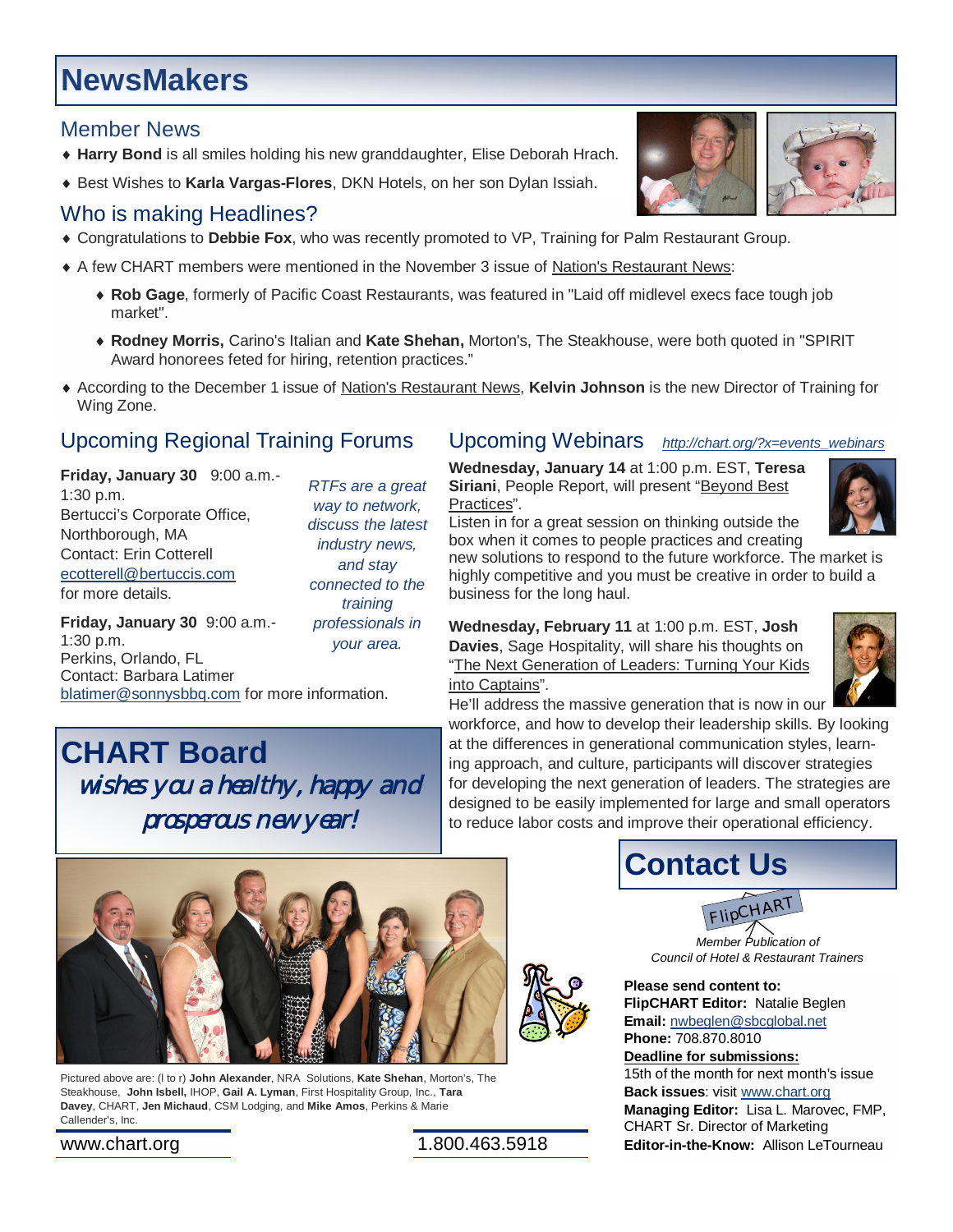# NewsMakers

## Member News

- **Harry Bond** is all smiles holding his new granddaughter, Elise Deborah Hrach.
- Best Wishes to **Karla Vargas-Flores**, DKN Hotels, on her son Dylan Issiah.

## Who is making Headlines?

- Congratulations to **Debbie Fox**, who was recently promoted to VP, Training for Palm Restaurant Group.
- A few CHART members were mentioned in the November 3 issue of Nation's Restaurant News:
  - **Rob Gage**, formerly of Pacific Coast Restaurants, was featured in "Laid off midlevel execs face tough job market".
  - **Rodney Morris,** Carino's Italian and **Kate Shehan,** Morton's, The Steakhouse, were both quoted in "SPIRIT Award honorees feted for hiring, retention practices."
- According to the December 1 issue of Nation's Restaurant News, **Kelvin Johnson** is the new Director of Training for Wing Zone.

## Upcoming Regional Training Forums

*RTFs are a great way to network, discuss the latest industry news, and stay connected to the training professionals in your area.*

**Friday, January 30** 9:00 a.m.-1:30 p.m.
Bertucci's Corporate Office, Northborough, MA
Contact: Erin Cotterell
ecotterell@bertuccis.com
for more details.

**Friday, January 30** 9:00 a.m.-1:30 p.m.
Perkins, Orlando, FL
Contact: Barbara Latimer
blatimer@sonnysbbq.com for more information.

## Upcoming Webinars

*http://chart.org/?x=events_webinars*

**Wednesday, January 14** at 1:00 p.m. EST, **Teresa Siriani**, People Report, will present "Beyond Best Practices".
Listen in for a great session on thinking outside the box when it comes to people practices and creating new solutions to respond to the future workforce. The market is highly competitive and you must be creative in order to build a business for the long haul.

**Wednesday, February 11** at 1:00 p.m. EST, **Josh Davies**, Sage Hospitality, will share his thoughts on "The Next Generation of Leaders: Turning Your Kids into Captains".
He'll address the massive generation that is now in our workforce, and how to develop their leadership skills. By looking at the differences in generational communication styles, learning approach, and culture, participants will discover strategies for developing the next generation of leaders. The strategies are designed to be easily implemented for large and small operators to reduce labor costs and improve their operational efficiency.

## CHART Board

*wishes you a healthy, happy and prosperous new year!*

Pictured above are: (l to r) **John Alexander**, NRA Solutions, **Kate Shehan**, Morton's, The Steakhouse, **John Isbell,** IHOP, **Gail A. Lyman**, First Hospitality Group, Inc., **Tara Davey**, CHART, **Jen Michaud**, CSM Lodging, and **Mike Amos**, Perkins & Marie Callender's, Inc.

www.chart.org

1.800.463.5918

## Contact Us

FlipCHART

*Member Publication of Council of Hotel & Restaurant Trainers*

**Please send content to:**
**FlipCHART Editor:** Natalie Beglen
**Email:** nwbeglen@sbcglobal.net
**Phone:** 708.870.8010
**Deadline for submissions:**
15th of the month for next month's issue
**Back issues**: visit www.chart.org
**Managing Editor:** Lisa L. Marovec, FMP, CHART Sr. Director of Marketing
**Editor-in-the-Know:** Allison LeTourneau